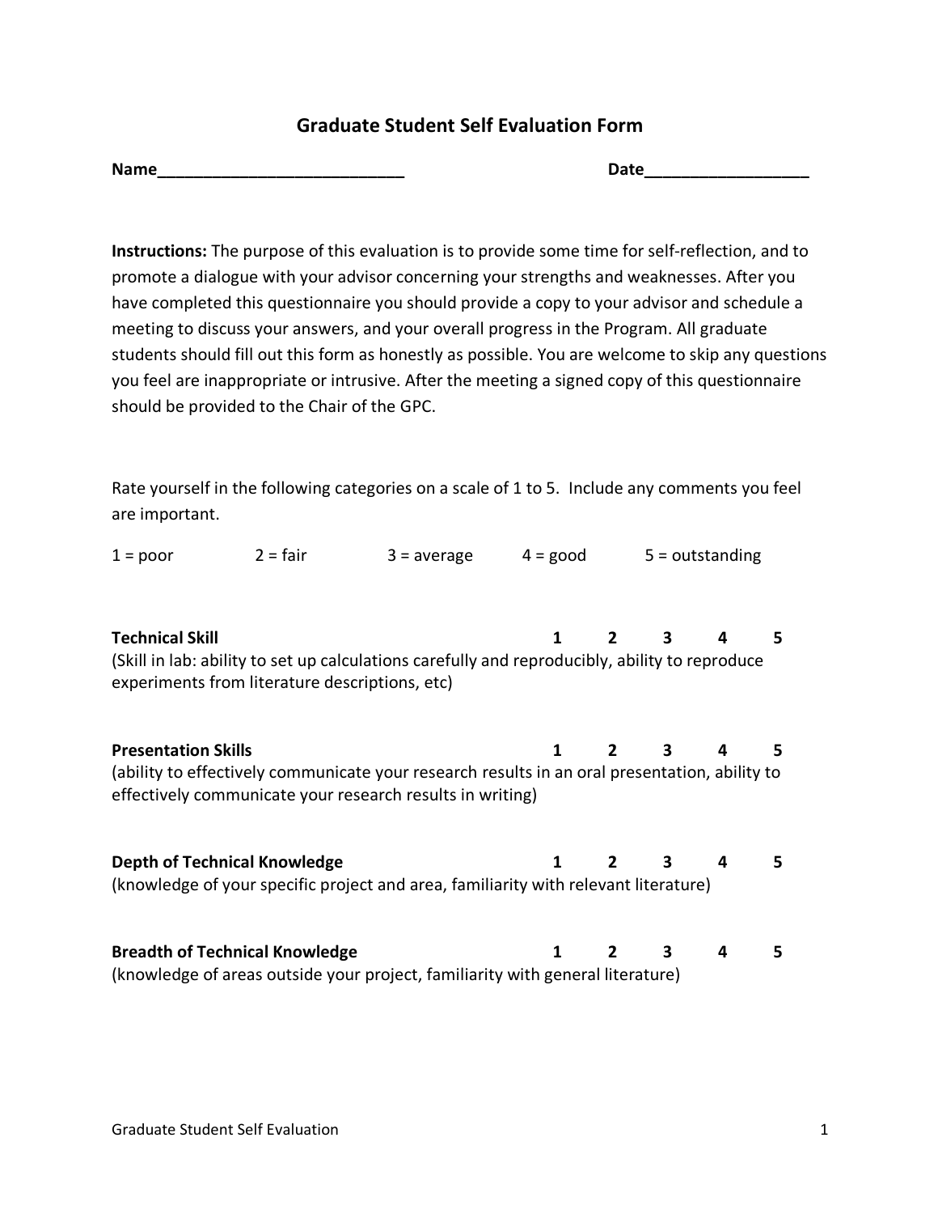# Graduate Student Self Evaluation Form

**Name____________________________** **Date__________________**

**Instructions:** The purpose of this evaluation is to provide some time for self-reflection, and to promote a dialogue with your advisor concerning your strengths and weaknesses. After you have completed this questionnaire you should provide a copy to your advisor and schedule a meeting to discuss your answers, and your overall progress in the Program. All graduate students should fill out this form as honestly as possible. You are welcome to skip any questions you feel are inappropriate or intrusive. After the meeting a signed copy of this questionnaire should be provided to the Chair of the GPC.

Rate yourself in the following categories on a scale of 1 to 5. Include any comments you feel are important.

1 = poor 2 = fair 3 = average 4 = good 5 = outstanding

**Technical Skill** **1 2 3 4 5**
(Skill in lab: ability to set up calculations carefully and reproducibly, ability to reproduce experiments from literature descriptions, etc)

**Presentation Skills** **1 2 3 4 5**
(ability to effectively communicate your research results in an oral presentation, ability to effectively communicate your research results in writing)

**Depth of Technical Knowledge** **1 2 3 4 5**
(knowledge of your specific project and area, familiarity with relevant literature)

**Breadth of Technical Knowledge** **1 2 3 4 5**
(knowledge of areas outside your project, familiarity with general literature)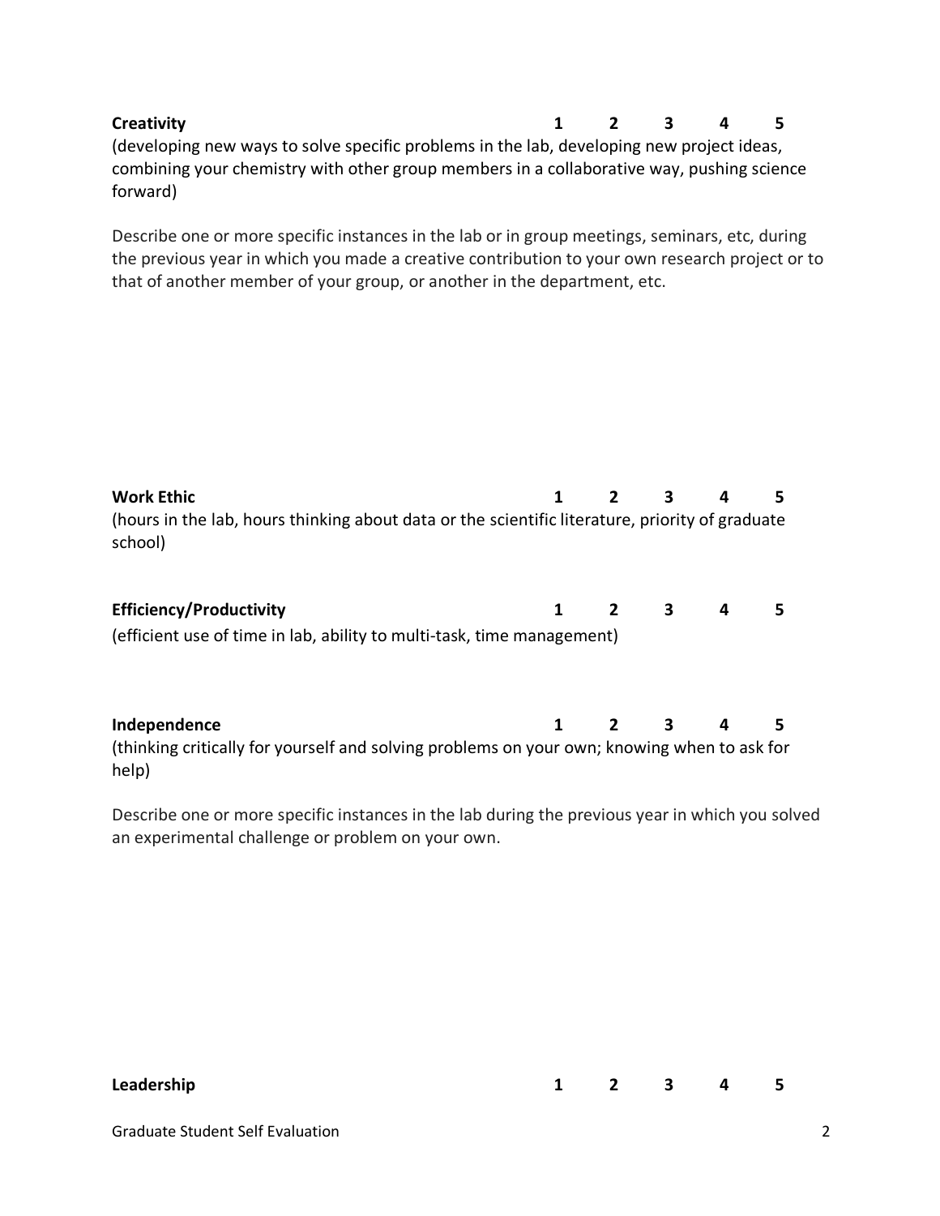**Creativity** **1 2 3 4 5**

(developing new ways to solve specific problems in the lab, developing new project ideas, combining your chemistry with other group members in a collaborative way, pushing science forward)

Describe one or more specific instances in the lab or in group meetings, seminars, etc, during the previous year in which you made a creative contribution to your own research project or to that of another member of your group, or another in the department, etc.

**Work Ethic** **1 2 3 4 5**

(hours in the lab, hours thinking about data or the scientific literature, priority of graduate school)

**Efficiency/Productivity** **1 2 3 4 5**

(efficient use of time in lab, ability to multi-task, time management)

**Independence** **1 2 3 4 5**

(thinking critically for yourself and solving problems on your own; knowing when to ask for help)

Describe one or more specific instances in the lab during the previous year in which you solved an experimental challenge or problem on your own.

**Leadership** **1 2 3 4 5**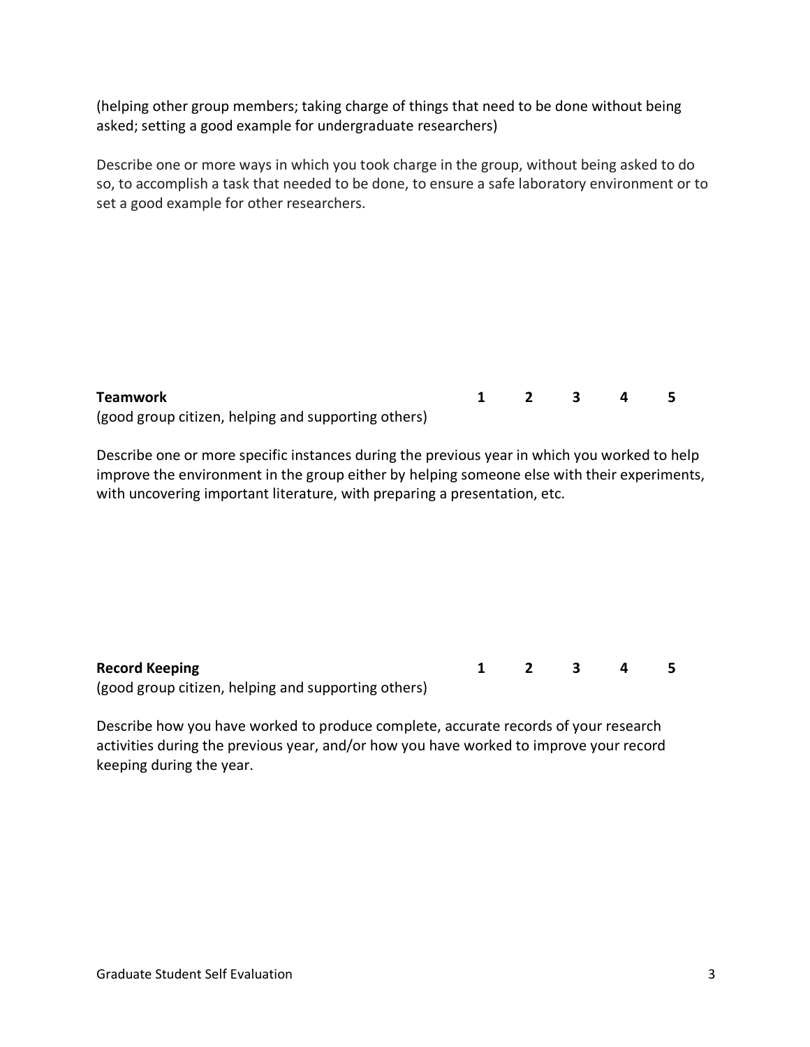(helping other group members; taking charge of things that need to be done without being asked; setting a good example for undergraduate researchers)

Describe one or more ways in which you took charge in the group, without being asked to do so, to accomplish a task that needed to be done, to ensure a safe laboratory environment or to set a good example for other researchers.

**Teamwork** **1 2 3 4 5**

(good group citizen, helping and supporting others)

Describe one or more specific instances during the previous year in which you worked to help improve the environment in the group either by helping someone else with their experiments, with uncovering important literature, with preparing a presentation, etc.

**Record Keeping** **1 2 3 4 5**

(good group citizen, helping and supporting others)

Describe how you have worked to produce complete, accurate records of your research activities during the previous year, and/or how you have worked to improve your record keeping during the year.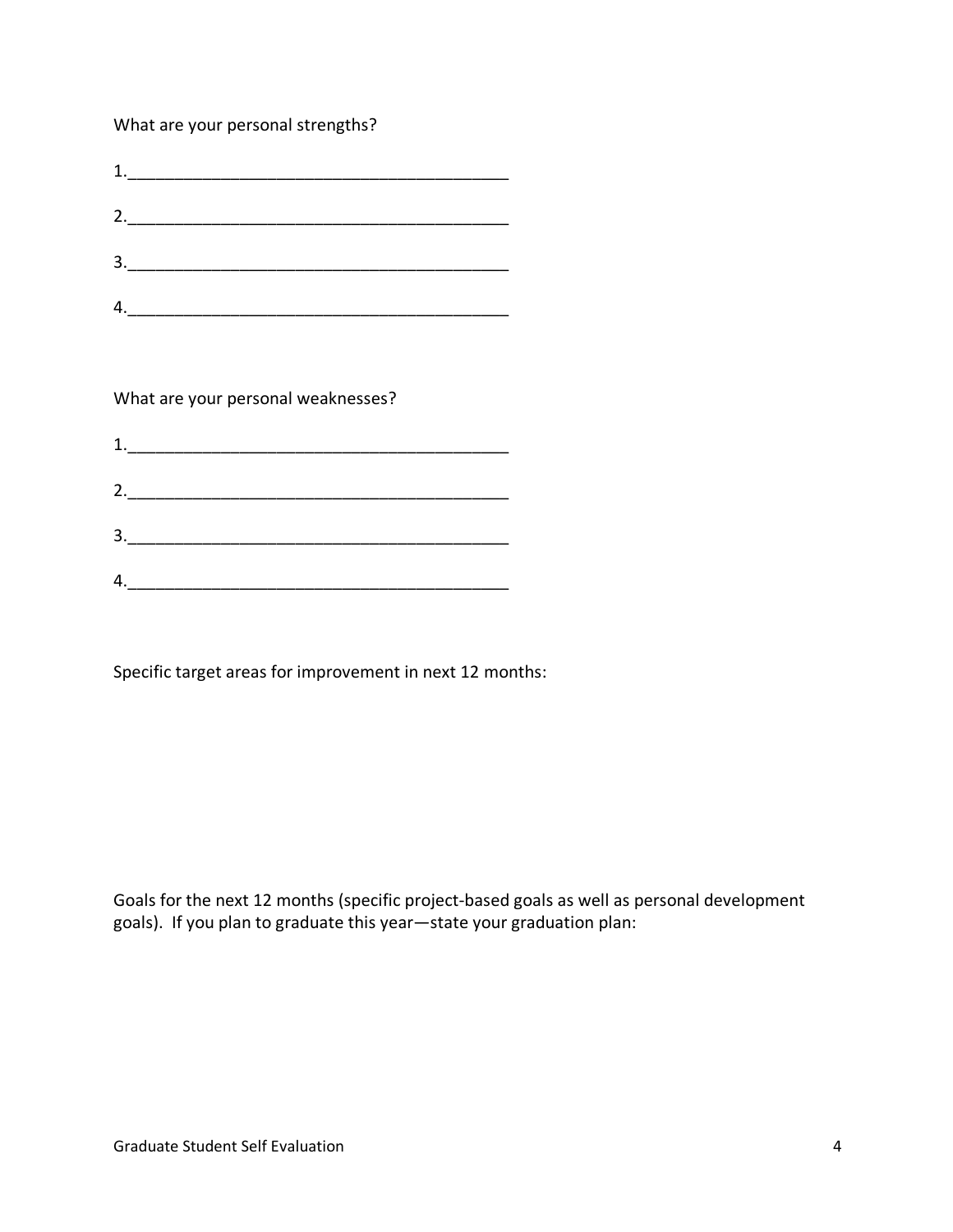What are your personal strengths?

1.________________________________________

2.________________________________________

3.________________________________________

4.________________________________________

What are your personal weaknesses?

1.________________________________________

2.________________________________________

3.________________________________________

4.________________________________________

Specific target areas for improvement in next 12 months:

Goals for the next 12 months (specific project-based goals as well as personal development goals). If you plan to graduate this year—state your graduation plan: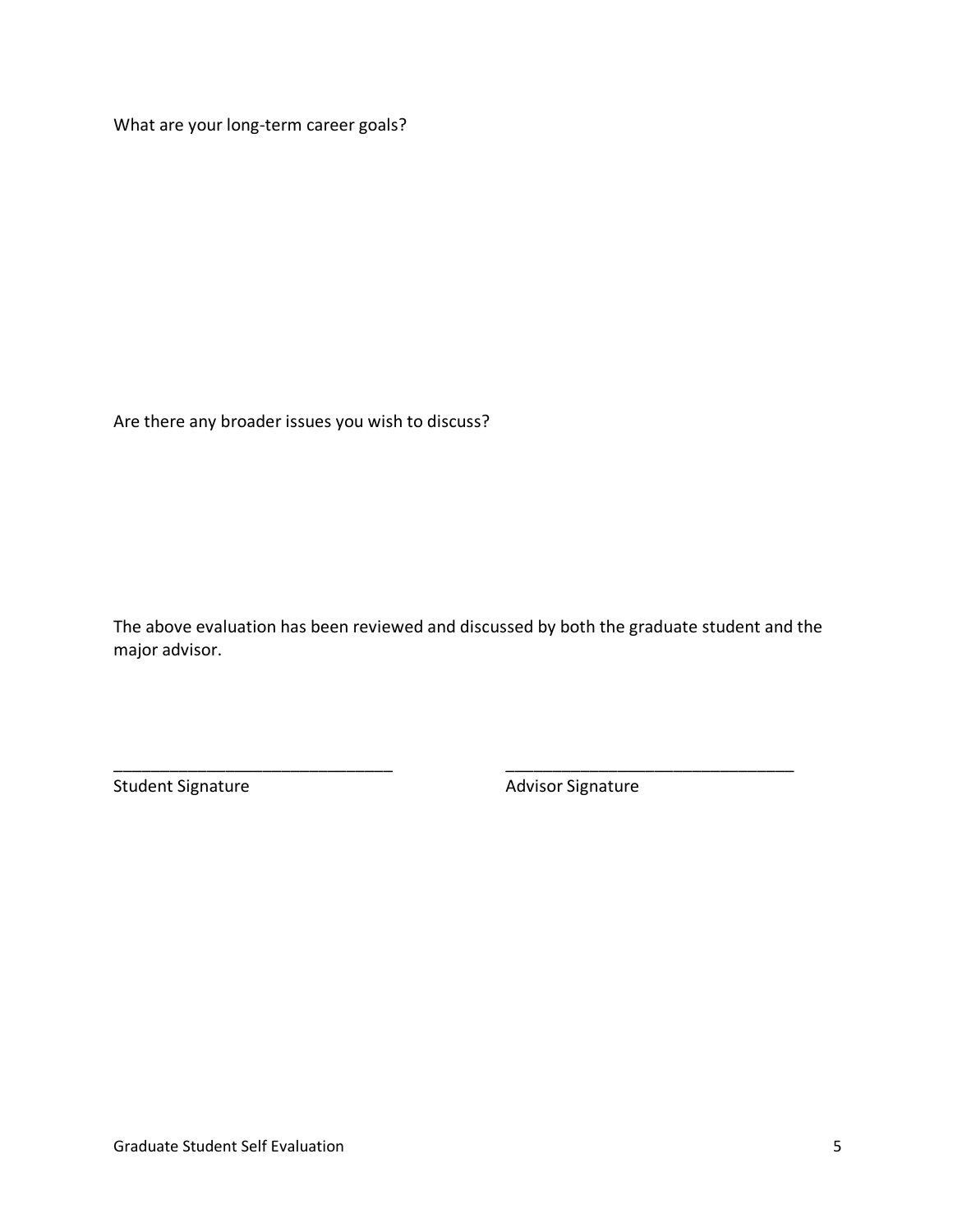What are your long-term career goals?

Are there any broader issues you wish to discuss?

The above evaluation has been reviewed and discussed by both the graduate student and the major advisor.

______________________________ ______________________________
Student Signature Advisor Signature